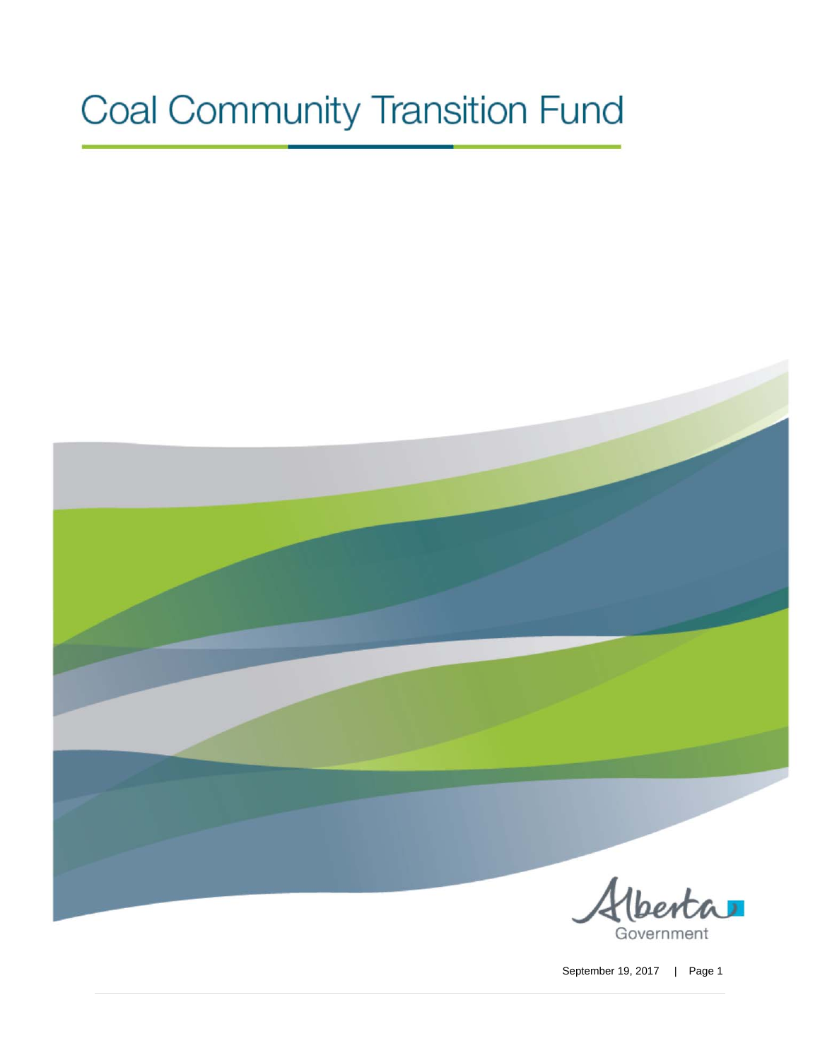# Coal Community Transition Fund

September 19, 2017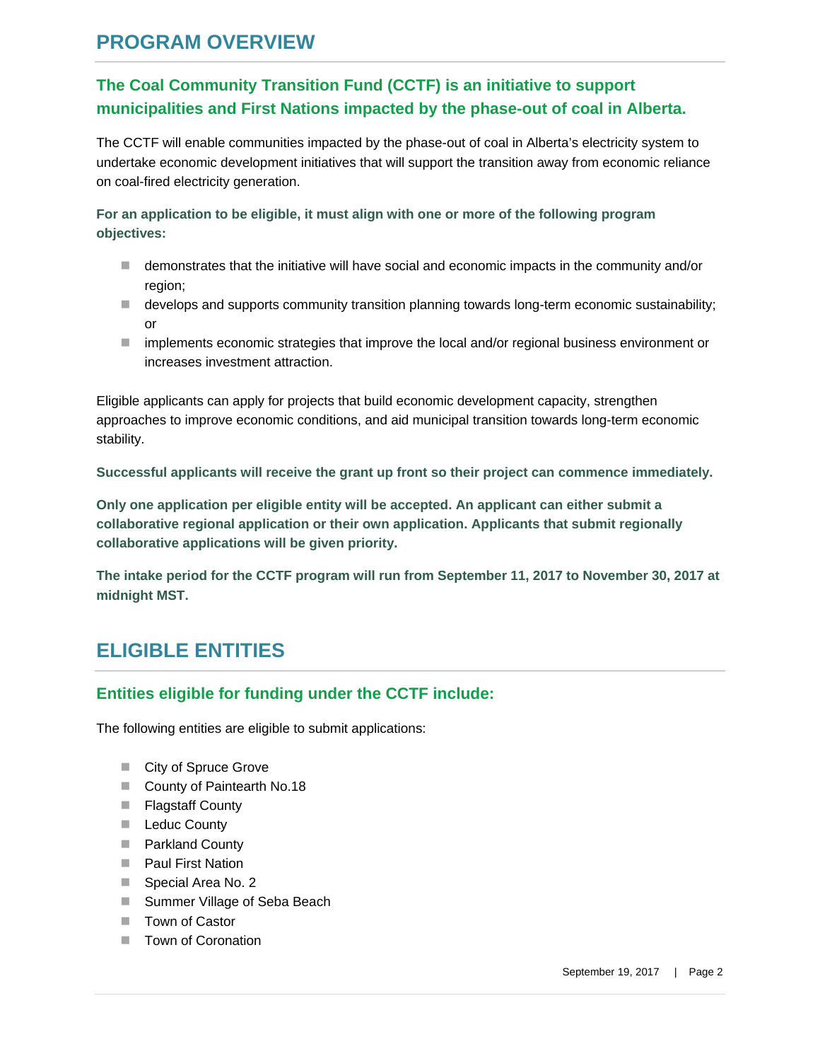## PROGRAM OVERVIEW

### The Coal Community Transition Fund (CCTF) is an initiative to support municipalities and First Nations impacted by the phase-out of coal in Alberta.

The CCTF will enable communities impacted by the phase-out of coal in Alberta's electricity system to undertake economic development initiatives that will support the transition away from economic reliance on coal-fired electricity generation.

**For an application to be eligible, it must align with one or more of the following program objectives:**

- demonstrates that the initiative will have social and economic impacts in the community and/or region;
- develops and supports community transition planning towards long-term economic sustainability; or
- implements economic strategies that improve the local and/or regional business environment or increases investment attraction.

Eligible applicants can apply for projects that build economic development capacity, strengthen approaches to improve economic conditions, and aid municipal transition towards long-term economic stability.

**Successful applicants will receive the grant up front so their project can commence immediately.**

**Only one application per eligible entity will be accepted. An applicant can either submit a collaborative regional application or their own application. Applicants that submit regionally collaborative applications will be given priority.**

**The intake period for the CCTF program will run from September 11, 2017 to November 30, 2017 at midnight MST.**

## ELIGIBLE ENTITIES

### Entities eligible for funding under the CCTF include:

The following entities are eligible to submit applications:

- City of Spruce Grove
- County of Paintearth No.18
- Flagstaff County
- Leduc County
- Parkland County
- Paul First Nation
- Special Area No. 2
- Summer Village of Seba Beach
- Town of Castor
- Town of Coronation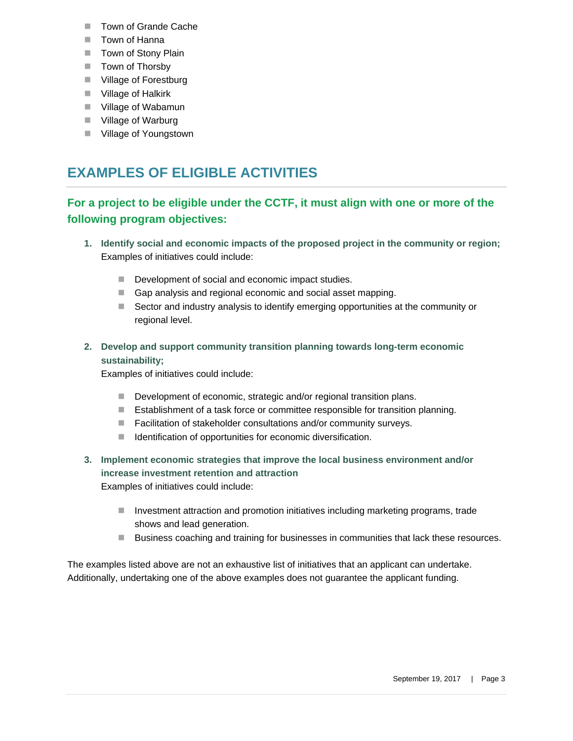- Town of Grande Cache
- Town of Hanna
- Town of Stony Plain
- Town of Thorsby
- Village of Forestburg
- Village of Halkirk
- Village of Wabamun
- Village of Warburg
- Village of Youngstown

## EXAMPLES OF ELIGIBLE ACTIVITIES

### For a project to be eligible under the CCTF, it must align with one or more of the following program objectives:

1. **Identify social and economic impacts of the proposed project in the community or region;**
   Examples of initiatives could include:

   - Development of social and economic impact studies.
   - Gap analysis and regional economic and social asset mapping.
   - Sector and industry analysis to identify emerging opportunities at the community or regional level.

2. **Develop and support community transition planning towards long-term economic sustainability;**
   Examples of initiatives could include:

   - Development of economic, strategic and/or regional transition plans.
   - Establishment of a task force or committee responsible for transition planning.
   - Facilitation of stakeholder consultations and/or community surveys.
   - Identification of opportunities for economic diversification.

3. **Implement economic strategies that improve the local business environment and/or increase investment retention and attraction**
   Examples of initiatives could include:

   - Investment attraction and promotion initiatives including marketing programs, trade shows and lead generation.
   - Business coaching and training for businesses in communities that lack these resources.

The examples listed above are not an exhaustive list of initiatives that an applicant can undertake. Additionally, undertaking one of the above examples does not guarantee the applicant funding.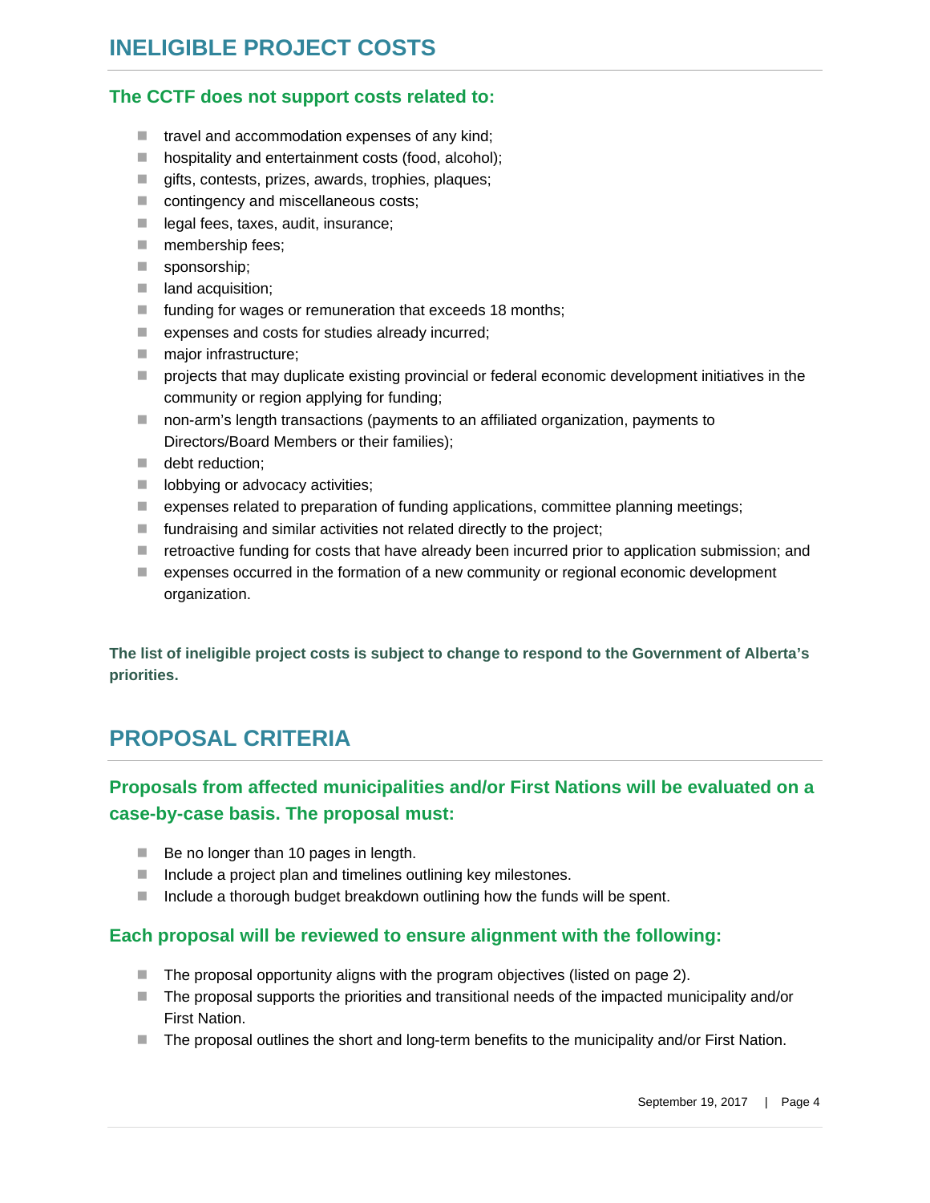# INELIGIBLE PROJECT COSTS

### The CCTF does not support costs related to:

- travel and accommodation expenses of any kind;
- hospitality and entertainment costs (food, alcohol);
- gifts, contests, prizes, awards, trophies, plaques;
- contingency and miscellaneous costs;
- legal fees, taxes, audit, insurance;
- membership fees;
- sponsorship;
- land acquisition;
- funding for wages or remuneration that exceeds 18 months;
- expenses and costs for studies already incurred;
- major infrastructure;
- projects that may duplicate existing provincial or federal economic development initiatives in the community or region applying for funding;
- non-arm's length transactions (payments to an affiliated organization, payments to Directors/Board Members or their families);
- debt reduction;
- lobbying or advocacy activities;
- expenses related to preparation of funding applications, committee planning meetings;
- fundraising and similar activities not related directly to the project;
- retroactive funding for costs that have already been incurred prior to application submission; and
- expenses occurred in the formation of a new community or regional economic development organization.

**The list of ineligible project costs is subject to change to respond to the Government of Alberta's priorities.**

# PROPOSAL CRITERIA

### Proposals from affected municipalities and/or First Nations will be evaluated on a case-by-case basis. The proposal must:

- Be no longer than 10 pages in length.
- Include a project plan and timelines outlining key milestones.
- Include a thorough budget breakdown outlining how the funds will be spent.

### Each proposal will be reviewed to ensure alignment with the following:

- The proposal opportunity aligns with the program objectives (listed on page 2).
- The proposal supports the priorities and transitional needs of the impacted municipality and/or First Nation.
- The proposal outlines the short and long-term benefits to the municipality and/or First Nation.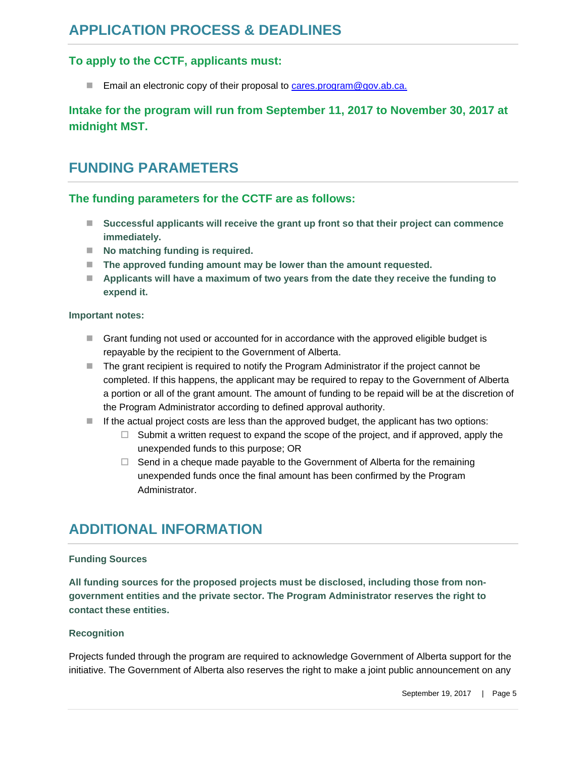# APPLICATION PROCESS & DEADLINES

### To apply to the CCTF, applicants must:

- Email an electronic copy of their proposal to cares.program@gov.ab.ca.

### Intake for the program will run from September 11, 2017 to November 30, 2017 at midnight MST.

# FUNDING PARAMETERS

### The funding parameters for the CCTF are as follows:

- **Successful applicants will receive the grant up front so that their project can commence immediately.**
- **No matching funding is required.**
- **The approved funding amount may be lower than the amount requested.**
- **Applicants will have a maximum of two years from the date they receive the funding to expend it.**

**Important notes:**

- Grant funding not used or accounted for in accordance with the approved eligible budget is repayable by the recipient to the Government of Alberta.
- The grant recipient is required to notify the Program Administrator if the project cannot be completed. If this happens, the applicant may be required to repay to the Government of Alberta a portion or all of the grant amount. The amount of funding to be repaid will be at the discretion of the Program Administrator according to defined approval authority.
- If the actual project costs are less than the approved budget, the applicant has two options:
  - Submit a written request to expand the scope of the project, and if approved, apply the unexpended funds to this purpose; OR
  - Send in a cheque made payable to the Government of Alberta for the remaining unexpended funds once the final amount has been confirmed by the Program Administrator.

# ADDITIONAL INFORMATION

**Funding Sources**

**All funding sources for the proposed projects must be disclosed, including those from non-government entities and the private sector. The Program Administrator reserves the right to contact these entities.**

**Recognition**

Projects funded through the program are required to acknowledge Government of Alberta support for the initiative. The Government of Alberta also reserves the right to make a joint public announcement on any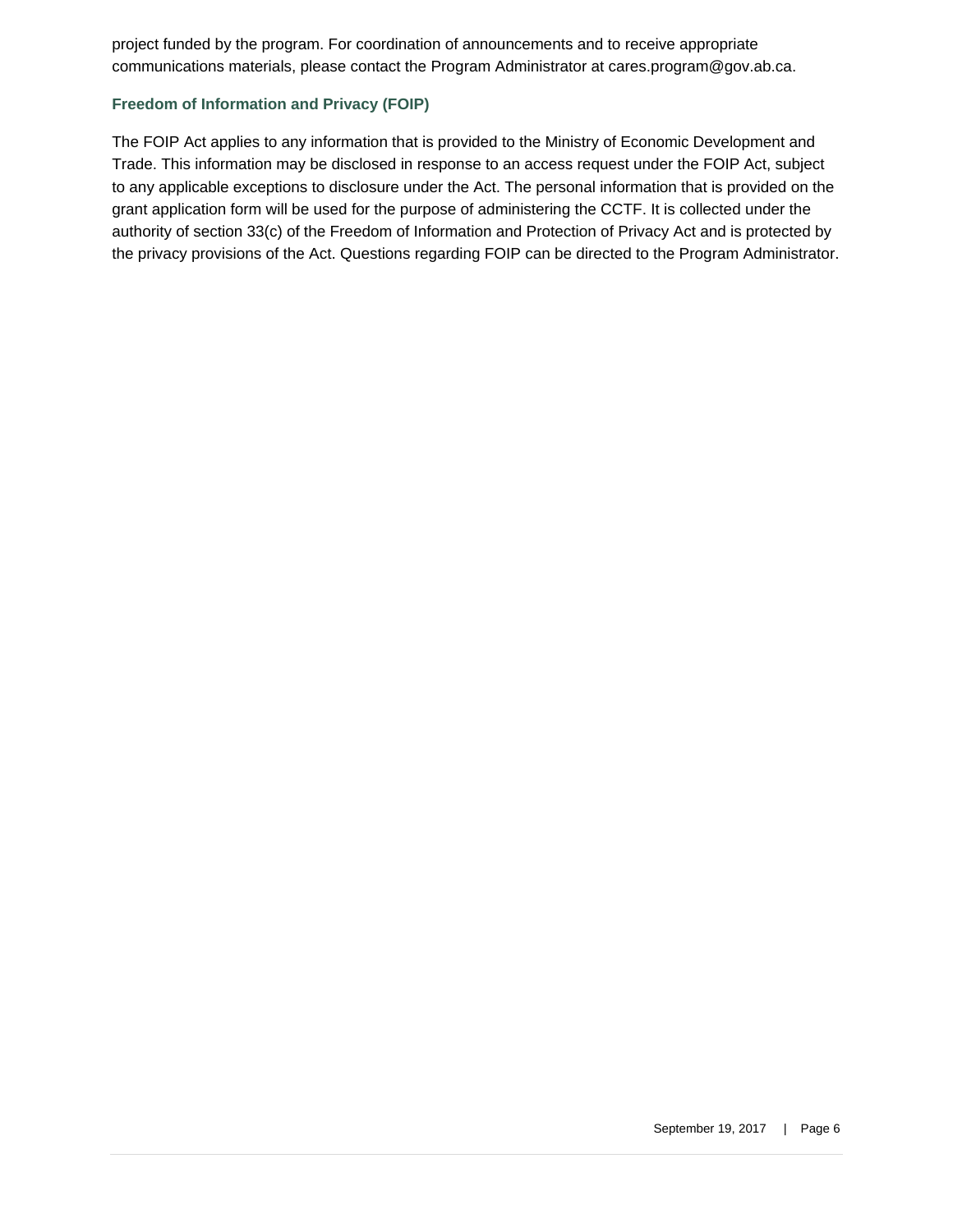project funded by the program. For coordination of announcements and to receive appropriate communications materials, please contact the Program Administrator at cares.program@gov.ab.ca.

### Freedom of Information and Privacy (FOIP)

The FOIP Act applies to any information that is provided to the Ministry of Economic Development and Trade. This information may be disclosed in response to an access request under the FOIP Act, subject to any applicable exceptions to disclosure under the Act. The personal information that is provided on the grant application form will be used for the purpose of administering the CCTF. It is collected under the authority of section 33(c) of the Freedom of Information and Protection of Privacy Act and is protected by the privacy provisions of the Act. Questions regarding FOIP can be directed to the Program Administrator.